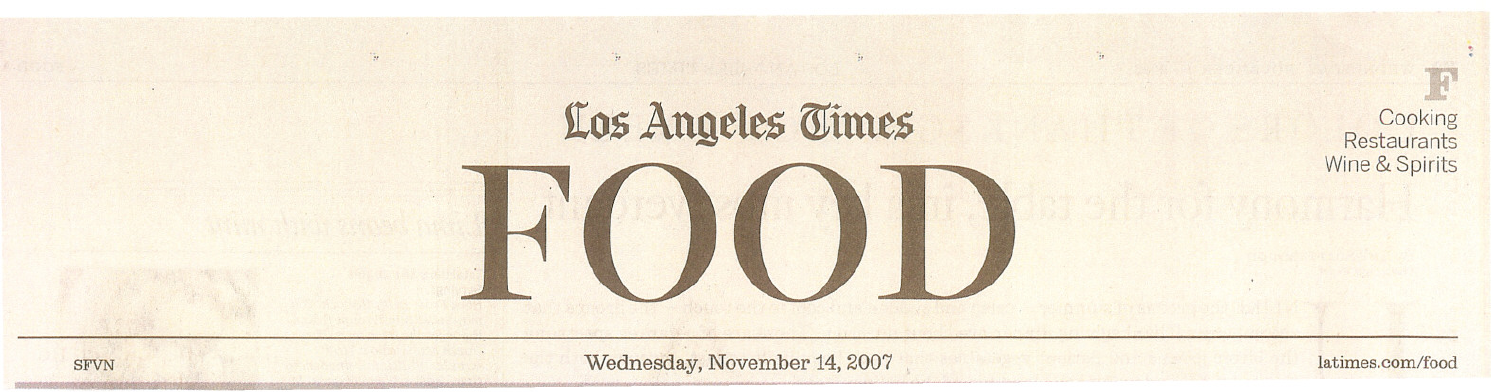# Los Angeles Times

# FOOD

F

Cooking
Restaurants
Wine & Spirits

SFVN

Wednesday, November 14, 2007

latimes.com/food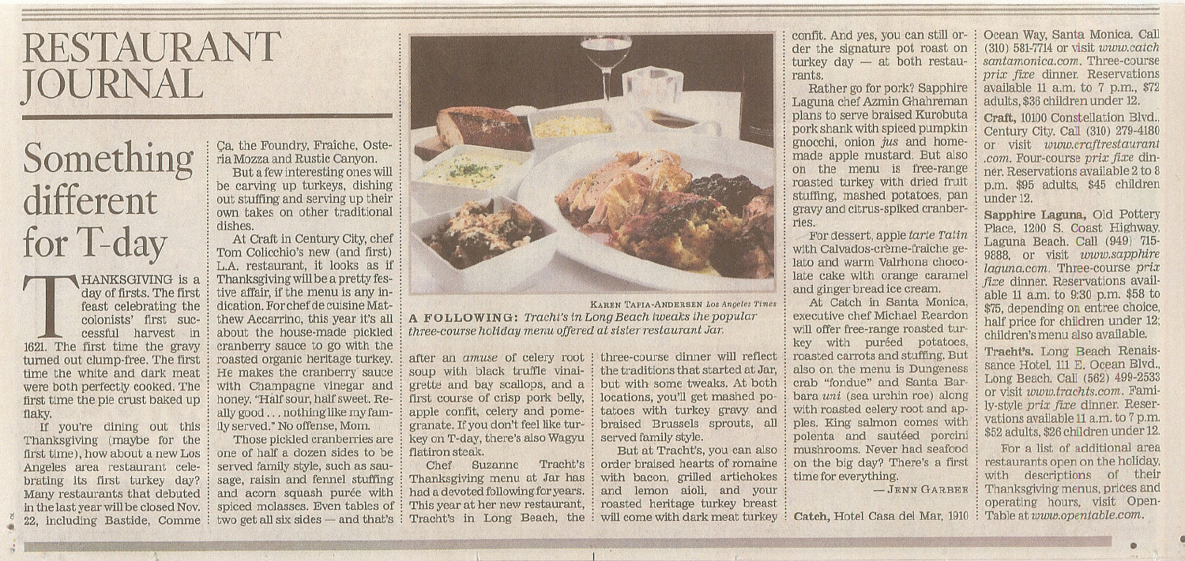# RESTAURANT JOURNAL

## Something different for T-day

THANKSGIVING is a day of firsts. The first feast celebrating the colonists' first successful harvest in 1621. The first time the gravy turned out clump-free. The first time the white and dark meat were both perfectly cooked. The first time the pie crust baked up flaky.

If you're dining out this Thanksgiving (maybe for the first time), how about a new Los Angeles area restaurant celebrating its first turkey day? Many restaurants that debuted in the last year will be closed Nov. 22, including Bastide, Comme Ça, the Foundry, Fraîche, Osteria Mozza and Rustic Canyon.

But a few interesting ones will be carving up turkeys, dishing out stuffing and serving up their own takes on other traditional dishes.

At Craft in Century City, chef Tom Colicchio's new (and first) L.A. restaurant, it looks as if Thanksgiving will be a pretty festive affair, if the menu is any indication. For chef de cuisine Matthew Accarrino, this year it's all about the house-made pickled cranberry sauce to go with the roasted organic heritage turkey. He makes the cranberry sauce with Champagne vinegar and honey. "Half sour, half sweet. Really good . . . nothing like my family served." No offense, Mom.

Those pickled cranberries are one of half a dozen sides to be served family style, such as sausage, raisin and fennel stuffing and acorn squash purée with spiced molasses. Even tables of two get all six sides — and that's after an *amuse* of celery root soup with black truffle vinaigrette and bay scallops, and a first course of crisp pork belly, apple confit, celery and pomegranate. If you don't feel like turkey on T-day, there's also Wagyu flatiron steak.

KAREN TAPIA-ANDERSEN *Los Angeles Times*

**A FOLLOWING:** *Tracht's in Long Beach tweaks the popular three-course holiday menu offered at sister restaurant Jar.*

Chef Suzanne Tracht's Thanksgiving menu at Jar has had a devoted following for years. This year at her new restaurant, Tracht's in Long Beach, the three-course dinner will reflect the traditions that started at Jar, but with some tweaks. At both locations, you'll get mashed potatoes with turkey gravy and braised Brussels sprouts, all served family style.

But at Tracht's, you can also order braised hearts of romaine with bacon, grilled artichokes and lemon aioli, and your roasted heritage turkey breast will come with dark meat turkey confit. And yes, you can still order the signature pot roast on turkey day — at both restaurants.

Rather go for pork? Sapphire Laguna chef Azmin Ghahreman plans to serve braised Kurobuta pork shank with spiced pumpkin gnocchi, onion *jus* and homemade apple mustard. But also on the menu is free-range roasted turkey with dried fruit stuffing, mashed potatoes, pan gravy and citrus-spiked cranberries.

For dessert, apple *tarte Tatin* with Calvados-crème-fraîche gelato and warm Valrhona chocolate cake with orange caramel and ginger bread ice cream.

At Catch in Santa Monica, executive chef Michael Reardon will offer free-range roasted turkey with puréed potatoes, roasted carrots and stuffing. But also on the menu is Dungeness crab "fondue" and Santa Barbara *uni* (sea urchin roe) along with roasted celery root and apples. King salmon comes with polenta and sautéed porcini mushrooms. Never had seafood on the big day? There's a first time for everything.

— JENN GARBEE

**Catch,** Hotel Casa del Mar, 1910 Ocean Way, Santa Monica. Call (310) 581-7714 or visit *www.catchsantamonica.com*. Three-course *prix fixe* dinner. Reservations available 11 a.m. to 7 p.m., $72 adults, $36 children under 12.

**Craft,** 10100 Constellation Blvd., Century City. Call (310) 279-4180 or visit *www.craftrestaurant.com*. Four-course *prix fixe* dinner. Reservations available 2 to 8 p.m. $95 adults, $45 children under 12.

**Sapphire Laguna,** Old Pottery Place, 1200 S. Coast Highway, Laguna Beach. Call (949) 715-9888, or visit *www.sapphirelaguna.com*. Three-course *prix fixe* dinner. Reservations available 11 a.m. to 9:30 p.m. $58 to $75, depending on entree choice, half price for children under 12; children's menu also available.

**Tracht's.** Long Beach Renaissance Hotel, 111 E. Ocean Blvd., Long Beach. Call (562) 499-2533 or visit *www.trachts.com*. Family-style *prix fixe* dinner. Reservations available 11 a.m. to 7 p.m. $52 adults, $26 children under 12.

For a list of additional area restaurants open on the holiday, with descriptions of their Thanksgiving menus, prices and operating hours, visit OpenTable at *www.opentable.com*.